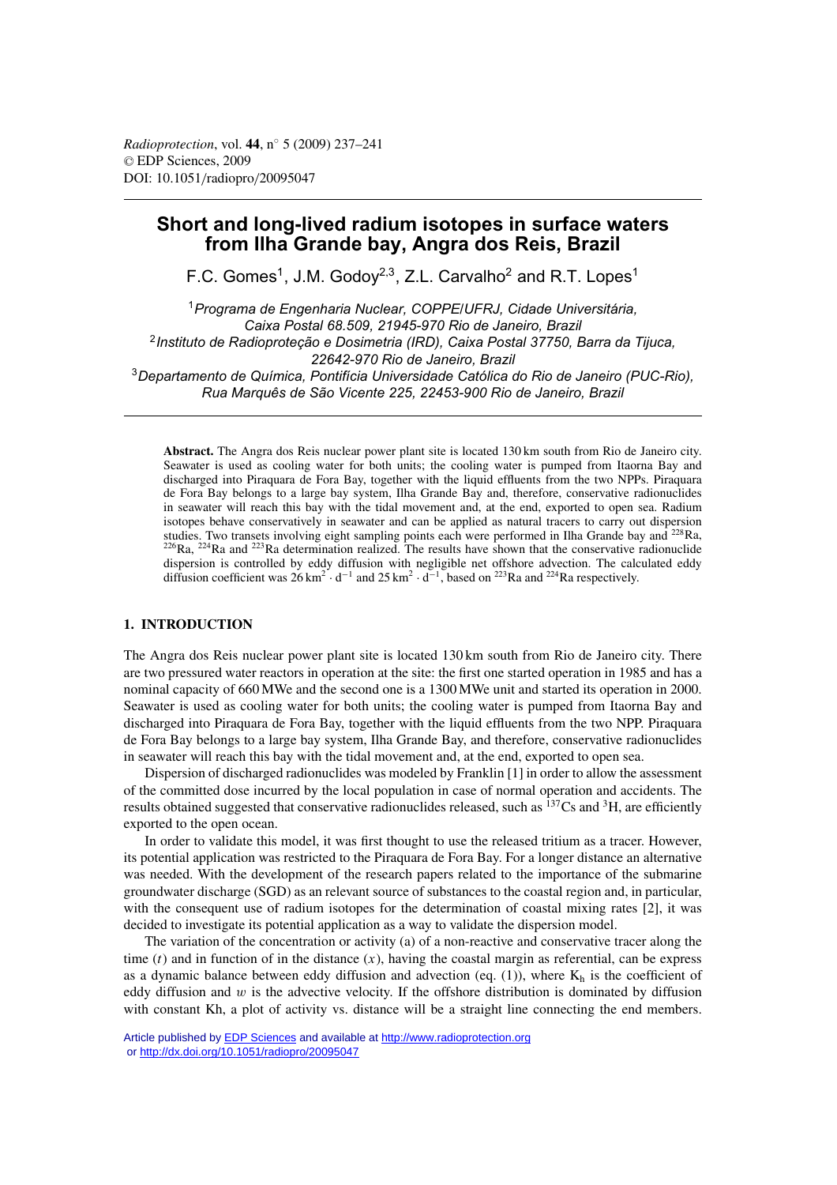# Short and long-lived radium isotopes in surface waters from Ilha Grande bay, Angra dos Reis, Brazil

F.C. Gomes[1], J.M. Godoy[2,3], Z.L. Carvalho[2] and R.T. Lopes[1]

[1] *Programa de Engenharia Nuclear, COPPE/UFRJ, Cidade Universitária, Caixa Postal 68.509, 21945-970 Rio de Janeiro, Brazil*
[2] *Instituto de Radioproteção e Dosimetria (IRD), Caixa Postal 37750, Barra da Tijuca, 22642-970 Rio de Janeiro, Brazil*
[3] *Departamento de Química, Pontifícia Universidade Católica do Rio de Janeiro (PUC-Rio), Rua Marquês de São Vicente 225, 22453-900 Rio de Janeiro, Brazil*

**Abstract.** The Angra dos Reis nuclear power plant site is located 130 km south from Rio de Janeiro city. Seawater is used as cooling water for both units; the cooling water is pumped from Itaorna Bay and discharged into Piraquara de Fora Bay, together with the liquid effluents from the two NPPs. Piraquara de Fora Bay belongs to a large bay system, Ilha Grande Bay and, therefore, conservative radionuclides in seawater will reach this bay with the tidal movement and, at the end, exported to open sea. Radium isotopes behave conservatively in seawater and can be applied as natural tracers to carry out dispersion studies. Two transets involving eight sampling points each were performed in Ilha Grande bay and $^{228}$Ra, $^{226}$Ra, $^{224}$Ra and $^{223}$Ra determination realized. The results have shown that the conservative radionuclide dispersion is controlled by eddy diffusion with negligible net offshore advection. The calculated eddy diffusion coefficient was 26 km$^2 \cdot$ d$^{-1}$ and 25 km$^2 \cdot$ d$^{-1}$, based on $^{223}$Ra and $^{224}$Ra respectively.

## 1. INTRODUCTION

The Angra dos Reis nuclear power plant site is located 130 km south from Rio de Janeiro city. There are two pressured water reactors in operation at the site: the first one started operation in 1985 and has a nominal capacity of 660 MWe and the second one is a 1300 MWe unit and started its operation in 2000. Seawater is used as cooling water for both units; the cooling water is pumped from Itaorna Bay and discharged into Piraquara de Fora Bay, together with the liquid effluents from the two NPP. Piraquara de Fora Bay belongs to a large bay system, Ilha Grande Bay, and therefore, conservative radionuclides in seawater will reach this bay with the tidal movement and, at the end, exported to open sea.

Dispersion of discharged radionuclides was modeled by Franklin [1] in order to allow the assessment of the committed dose incurred by the local population in case of normal operation and accidents. The results obtained suggested that conservative radionuclides released, such as $^{137}$Cs and $^{3}$H, are efficiently exported to the open ocean.

In order to validate this model, it was first thought to use the released tritium as a tracer. However, its potential application was restricted to the Piraquara de Fora Bay. For a longer distance an alternative was needed. With the development of the research papers related to the importance of the submarine groundwater discharge (SGD) as an relevant source of substances to the coastal region and, in particular, with the consequent use of radium isotopes for the determination of coastal mixing rates [2], it was decided to investigate its potential application as a way to validate the dispersion model.

The variation of the concentration or activity (a) of a non-reactive and conservative tracer along the time ($t$) and in function of in the distance ($x$), having the coastal margin as referential, can be express as a dynamic balance between eddy diffusion and advection (eq. (1)), where $K_h$ is the coefficient of eddy diffusion and $w$ is the advective velocity. If the offshore distribution is dominated by diffusion with constant Kh, a plot of activity vs. distance will be a straight line connecting the end members.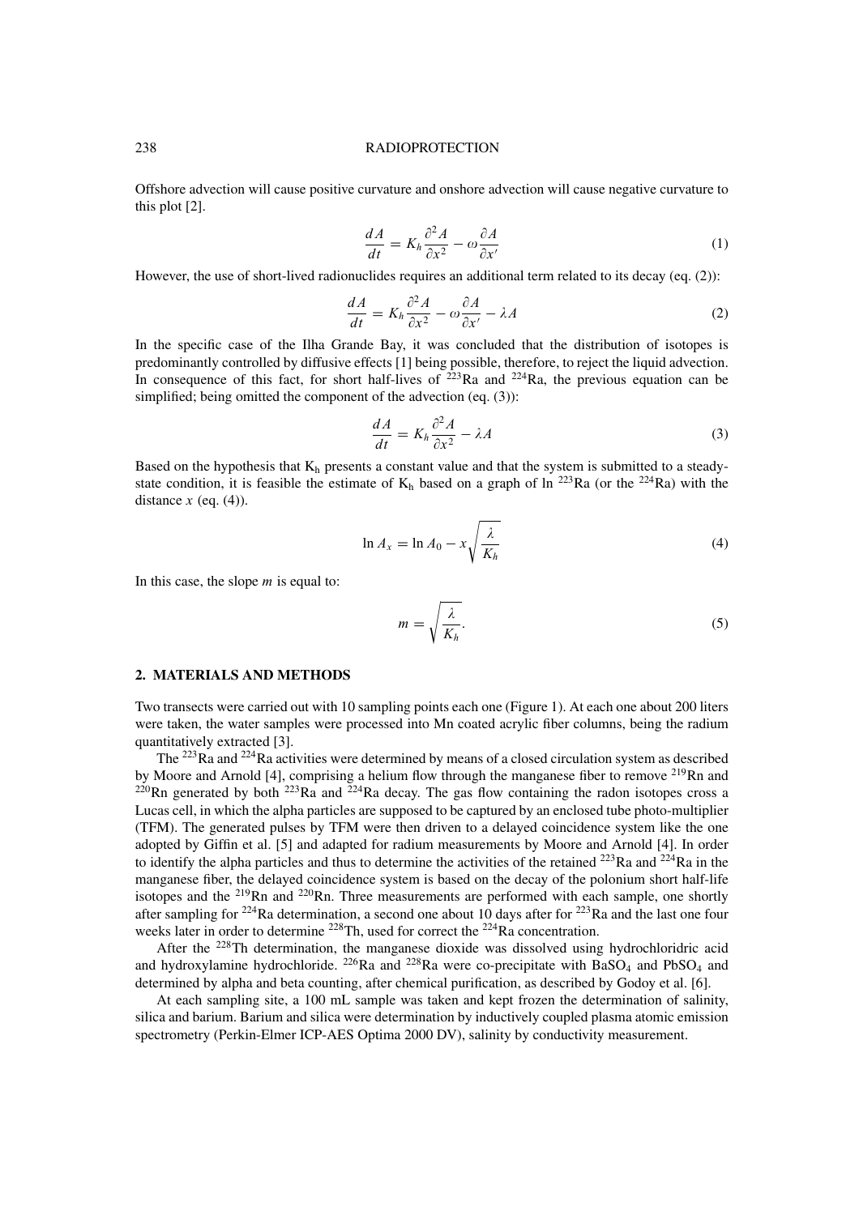Offshore advection will cause positive curvature and onshore advection will cause negative curvature to this plot [2].

$$\frac{dA}{dt} = K_h \frac{\partial^2 A}{\partial x^2} - \omega \frac{\partial A}{\partial x'} \tag{1}$$

However, the use of short-lived radionuclides requires an additional term related to its decay (eq. (2)):

$$\frac{dA}{dt} = K_h \frac{\partial^2 A}{\partial x^2} - \omega \frac{\partial A}{\partial x'} - \lambda A \tag{2}$$

In the specific case of the Ilha Grande Bay, it was concluded that the distribution of isotopes is predominantly controlled by diffusive effects [1] being possible, therefore, to reject the liquid advection. In consequence of this fact, for short half-lives of $^{223}$Ra and $^{224}$Ra, the previous equation can be simplified; being omitted the component of the advection (eq. (3)):

$$\frac{dA}{dt} = K_h \frac{\partial^2 A}{\partial x^2} - \lambda A \tag{3}$$

Based on the hypothesis that $K_h$ presents a constant value and that the system is submitted to a steady-state condition, it is feasible the estimate of $K_h$ based on a graph of ln $^{223}$Ra (or the $^{224}$Ra) with the distance $x$ (eq. (4)).

$$\ln A_x = \ln A_0 - x\sqrt{\frac{\lambda}{K_h}} \tag{4}$$

In this case, the slope $m$ is equal to:

$$m = \sqrt{\frac{\lambda}{K_h}}. \tag{5}$$

## 2. MATERIALS AND METHODS

Two transects were carried out with 10 sampling points each one (Figure 1). At each one about 200 liters were taken, the water samples were processed into Mn coated acrylic fiber columns, being the radium quantitatively extracted [3].

The $^{223}$Ra and $^{224}$Ra activities were determined by means of a closed circulation system as described by Moore and Arnold [4], comprising a helium flow through the manganese fiber to remove $^{219}$Rn and $^{220}$Rn generated by both $^{223}$Ra and $^{224}$Ra decay. The gas flow containing the radon isotopes cross a Lucas cell, in which the alpha particles are supposed to be captured by an enclosed tube photo-multiplier (TFM). The generated pulses by TFM were then driven to a delayed coincidence system like the one adopted by Giffin et al. [5] and adapted for radium measurements by Moore and Arnold [4]. In order to identify the alpha particles and thus to determine the activities of the retained $^{223}$Ra and $^{224}$Ra in the manganese fiber, the delayed coincidence system is based on the decay of the polonium short half-life isotopes and the $^{219}$Rn and $^{220}$Rn. Three measurements are performed with each sample, one shortly after sampling for $^{224}$Ra determination, a second one about 10 days after for $^{223}$Ra and the last one four weeks later in order to determine $^{228}$Th, used for correct the $^{224}$Ra concentration.

After the $^{228}$Th determination, the manganese dioxide was dissolved using hydrochloridric acid and hydroxylamine hydrochloride. $^{226}$Ra and $^{228}$Ra were co-precipitate with $BaSO_4$ and $PbSO_4$ and determined by alpha and beta counting, after chemical purification, as described by Godoy et al. [6].

At each sampling site, a 100 mL sample was taken and kept frozen the determination of salinity, silica and barium. Barium and silica were determination by inductively coupled plasma atomic emission spectrometry (Perkin-Elmer ICP-AES Optima 2000 DV), salinity by conductivity measurement.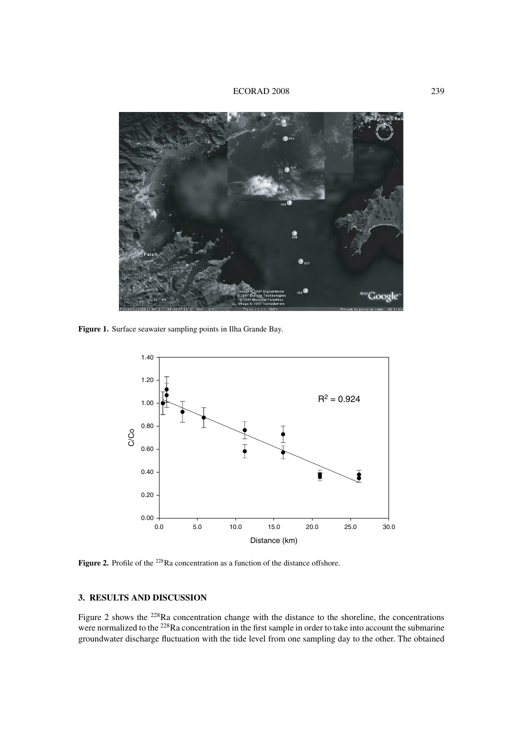Figure 1. Surface seawater sampling points in Ilha Grande Bay.

Figure 2. Profile of the $^{228}$Ra concentration as a function of the distance offshore.

## 3. RESULTS AND DISCUSSION

Figure 2 shows the $^{228}$Ra concentration change with the distance to the shoreline, the concentrations were normalized to the $^{228}$Ra concentration in the first sample in order to take into account the submarine groundwater discharge fluctuation with the tide level from one sampling day to the other. The obtained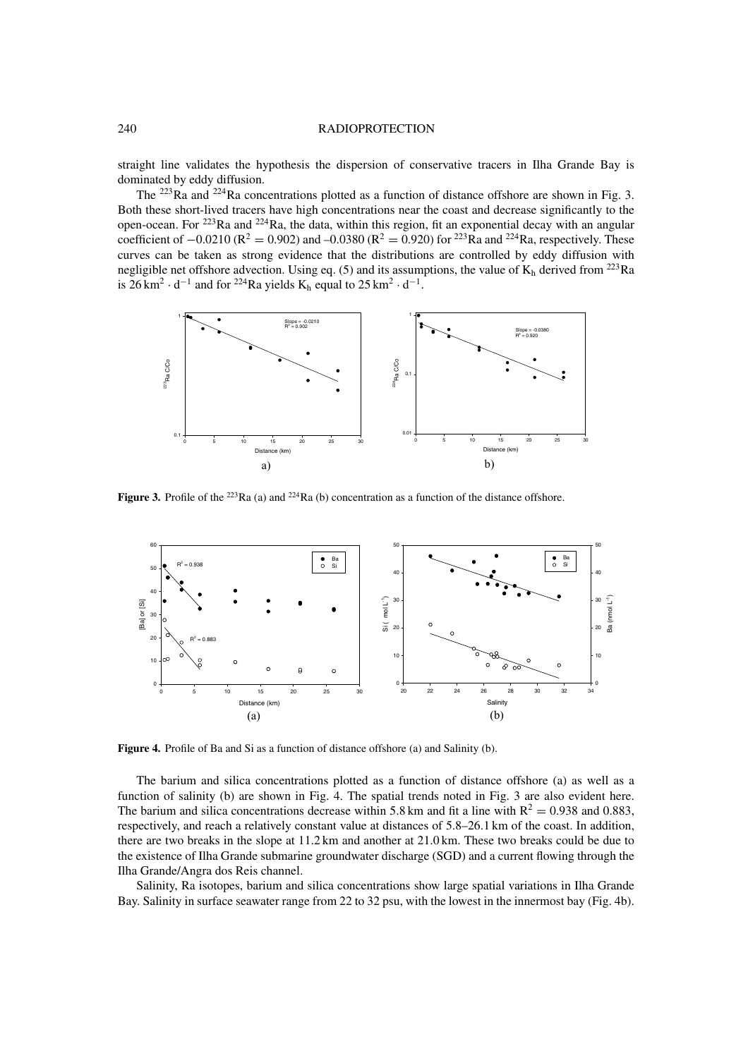straight line validates the hypothesis the dispersion of conservative tracers in Ilha Grande Bay is dominated by eddy diffusion.

The $^{223}$Ra and $^{224}$Ra concentrations plotted as a function of distance offshore are shown in Fig. 3. Both these short-lived tracers have high concentrations near the coast and decrease significantly to the open-ocean. For $^{223}$Ra and $^{224}$Ra, the data, within this region, fit an exponential decay with an angular coefficient of $-0.0210$ ($R^2 = 0.902$) and $-0.0380$ ($R^2 = 0.920$) for $^{223}$Ra and $^{224}$Ra, respectively. These curves can be taken as strong evidence that the distributions are controlled by eddy diffusion with negligible net offshore advection. Using eq. (5) and its assumptions, the value of $K_h$ derived from $^{223}$Ra is $26\,\text{km}^2 \cdot \text{d}^{-1}$ and for $^{224}$Ra yields $K_h$ equal to $25\,\text{km}^2 \cdot \text{d}^{-1}$.

**Figure 3.** Profile of the $^{223}$Ra (a) and $^{224}$Ra (b) concentration as a function of the distance offshore.

**Figure 4.** Profile of Ba and Si as a function of distance offshore (a) and Salinity (b).

The barium and silica concentrations plotted as a function of distance offshore (a) as well as a function of salinity (b) are shown in Fig. 4. The spatial trends noted in Fig. 3 are also evident here. The barium and silica concentrations decrease within 5.8 km and fit a line with $R^2 = 0.938$ and 0.883, respectively, and reach a relatively constant value at distances of 5.8–26.1 km of the coast. In addition, there are two breaks in the slope at 11.2 km and another at 21.0 km. These two breaks could be due to the existence of Ilha Grande submarine groundwater discharge (SGD) and a current flowing through the Ilha Grande/Angra dos Reis channel.

Salinity, Ra isotopes, barium and silica concentrations show large spatial variations in Ilha Grande Bay. Salinity in surface seawater range from 22 to 32 psu, with the lowest in the innermost bay (Fig. 4b).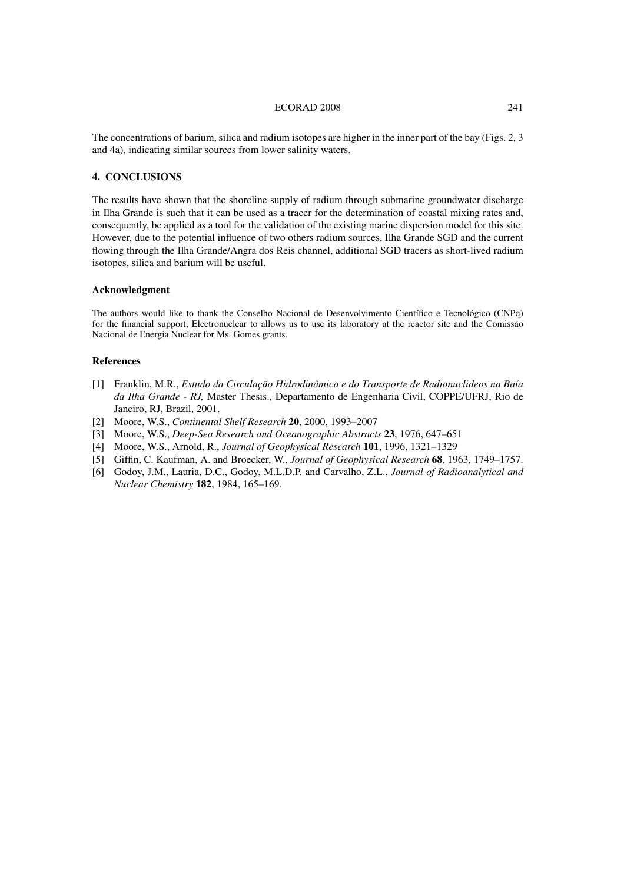The concentrations of barium, silica and radium isotopes are higher in the inner part of the bay (Figs. 2, 3 and 4a), indicating similar sources from lower salinity waters.

## 4. CONCLUSIONS

The results have shown that the shoreline supply of radium through submarine groundwater discharge in Ilha Grande is such that it can be used as a tracer for the determination of coastal mixing rates and, consequently, be applied as a tool for the validation of the existing marine dispersion model for this site. However, due to the potential influence of two others radium sources, Ilha Grande SGD and the current flowing through the Ilha Grande/Angra dos Reis channel, additional SGD tracers as short-lived radium isotopes, silica and barium will be useful.

### Acknowledgment

The authors would like to thank the Conselho Nacional de Desenvolvimento Científico e Tecnológico (CNPq) for the financial support, Electronuclear to allows us to use its laboratory at the reactor site and the Comissão Nacional de Energia Nuclear for Ms. Gomes grants.

### References

[1] Franklin, M.R., *Estudo da Circulação Hidrodinâmica e do Transporte de Radionuclideos na Baía da Ilha Grande - RJ,* Master Thesis., Departamento de Engenharia Civil, COPPE/UFRJ, Rio de Janeiro, RJ, Brazil, 2001.

[2] Moore, W.S., *Continental Shelf Research* **20**, 2000, 1993–2007

[3] Moore, W.S., *Deep-Sea Research and Oceanographic Abstracts* **23**, 1976, 647–651

[4] Moore, W.S., Arnold, R., *Journal of Geophysical Research* **101**, 1996, 1321–1329

[5] Giffin, C. Kaufman, A. and Broecker, W., *Journal of Geophysical Research* **68**, 1963, 1749–1757.

[6] Godoy, J.M., Lauria, D.C., Godoy, M.L.D.P. and Carvalho, Z.L., *Journal of Radioanalytical and Nuclear Chemistry* **182**, 1984, 165–169.